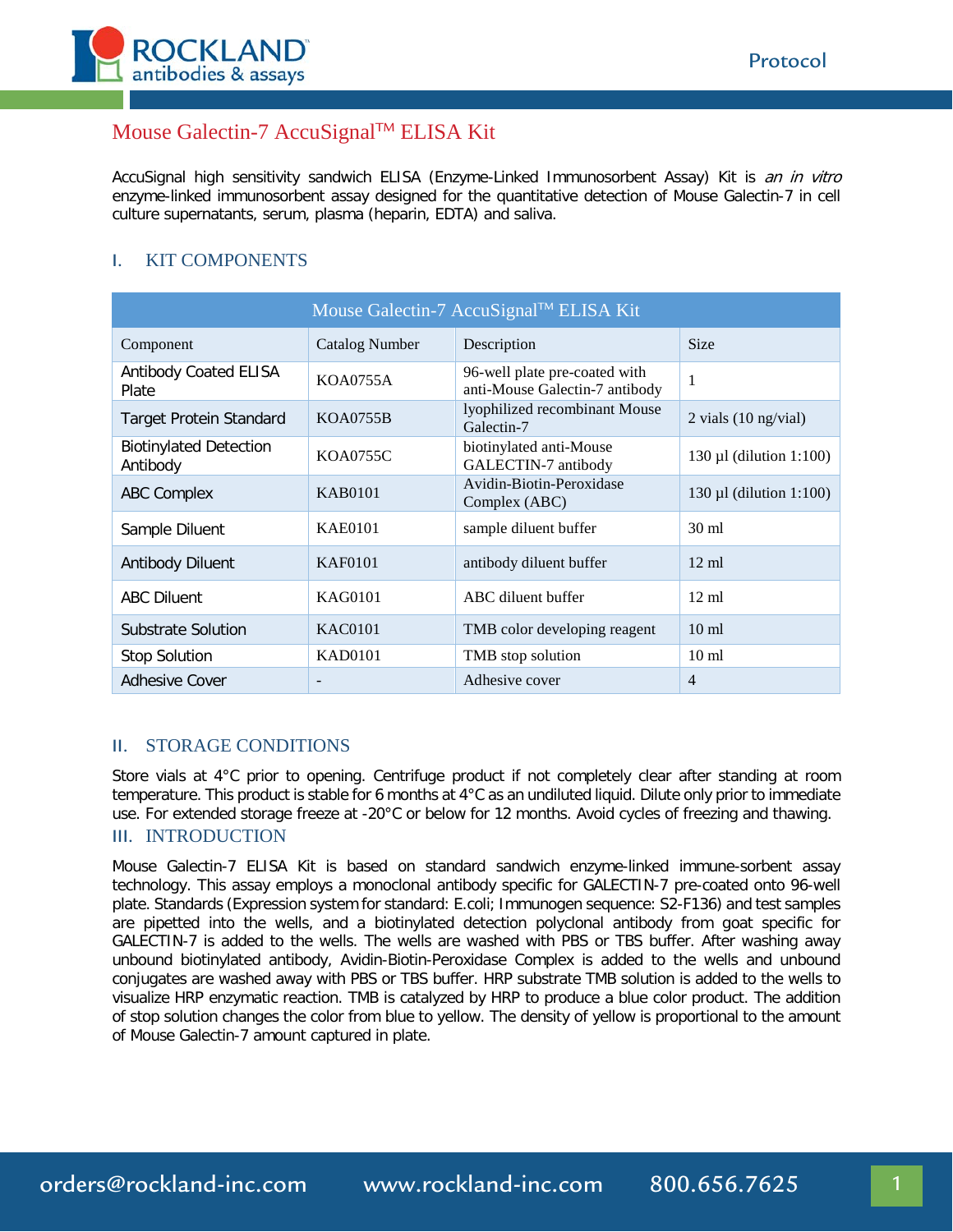# Mouse Galectin-7 AccuSignal™ ELISA Kit

AccuSignal high sensitivity sandwich ELISA (Enzyme-Linked Immunosorbent Assay) Kit is *an in vitro* enzyme-linked immunosorbent assay designed for the quantitative detection of Mouse Galectin-7 in cell culture supernatants, serum, plasma (heparin, EDTA) and saliva.

## I. KIT COMPONENTS

| Mouse Galectin-7 AccuSignal™ ELISA Kit | | | |
|---|---|---|---|
| Component | Catalog Number | Description | Size |
| Antibody Coated ELISA Plate | KOA0755A | 96-well plate pre-coated with anti-Mouse Galectin-7 antibody | 1 |
| Target Protein Standard | KOA0755B | lyophilized recombinant Mouse Galectin-7 | 2 vials (10 ng/vial) |
| Biotinylated Detection Antibody | KOA0755C | biotinylated anti-Mouse GALECTIN-7 antibody | 130 µl (dilution 1:100) |
| ABC Complex | KAB0101 | Avidin-Biotin-Peroxidase Complex (ABC) | 130 µl (dilution 1:100) |
| Sample Diluent | KAE0101 | sample diluent buffer | 30 ml |
| Antibody Diluent | KAF0101 | antibody diluent buffer | 12 ml |
| ABC Diluent | KAG0101 | ABC diluent buffer | 12 ml |
| Substrate Solution | KAC0101 | TMB color developing reagent | 10 ml |
| Stop Solution | KAD0101 | TMB stop solution | 10 ml |
| Adhesive Cover | - | Adhesive cover | 4 |

## II. STORAGE CONDITIONS

Store vials at 4°C prior to opening. Centrifuge product if not completely clear after standing at room temperature. This product is stable for 6 months at 4°C as an undiluted liquid. Dilute only prior to immediate use. For extended storage freeze at -20°C or below for 12 months. Avoid cycles of freezing and thawing.

## III. INTRODUCTION

Mouse Galectin-7 ELISA Kit is based on standard sandwich enzyme-linked immune-sorbent assay technology. This assay employs a monoclonal antibody specific for GALECTIN-7 pre-coated onto 96-well plate. Standards (Expression system for standard: E.coli; Immunogen sequence: S2-F136) and test samples are pipetted into the wells, and a biotinylated detection polyclonal antibody from goat specific for GALECTIN-7 is added to the wells. The wells are washed with PBS or TBS buffer. After washing away unbound biotinylated antibody, Avidin-Biotin-Peroxidase Complex is added to the wells and unbound conjugates are washed away with PBS or TBS buffer. HRP substrate TMB solution is added to the wells to visualize HRP enzymatic reaction. TMB is catalyzed by HRP to produce a blue color product. The addition of stop solution changes the color from blue to yellow. The density of yellow is proportional to the amount of Mouse Galectin-7 amount captured in plate.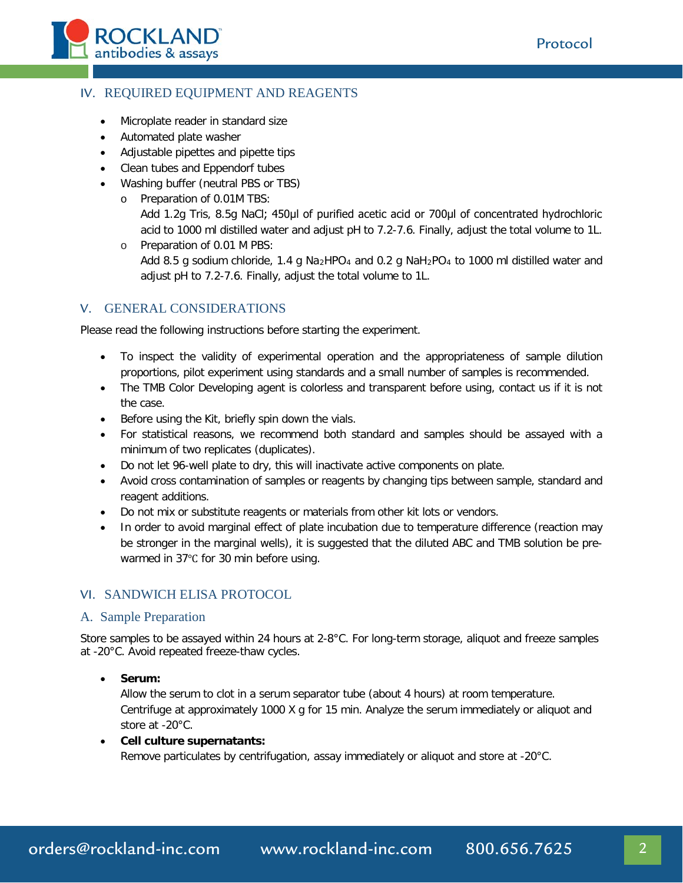## IV. REQUIRED EQUIPMENT AND REAGENTS

- Microplate reader in standard size
- Automated plate washer
- Adjustable pipettes and pipette tips
- Clean tubes and Eppendorf tubes
- Washing buffer (neutral PBS or TBS)
  - Preparation of 0.01M TBS:
    Add 1.2g Tris, 8.5g NaCl; 450μl of purified acetic acid or 700μl of concentrated hydrochloric acid to 1000 ml distilled water and adjust pH to 7.2-7.6. Finally, adjust the total volume to 1L.
  - Preparation of 0.01 M PBS:
    Add 8.5 g sodium chloride, 1.4 g $Na_2HPO_4$ and 0.2 g $NaH_2PO_4$ to 1000 ml distilled water and adjust pH to 7.2-7.6. Finally, adjust the total volume to 1L.

## V. GENERAL CONSIDERATIONS

Please read the following instructions before starting the experiment.

- To inspect the validity of experimental operation and the appropriateness of sample dilution proportions, pilot experiment using standards and a small number of samples is recommended.
- The TMB Color Developing agent is colorless and transparent before using, contact us if it is not the case.
- Before using the Kit, briefly spin down the vials.
- For statistical reasons, we recommend both standard and samples should be assayed with a minimum of two replicates (duplicates).
- Do not let 96-well plate to dry, this will inactivate active components on plate.
- Avoid cross contamination of samples or reagents by changing tips between sample, standard and reagent additions.
- Do not mix or substitute reagents or materials from other kit lots or vendors.
- In order to avoid marginal effect of plate incubation due to temperature difference (reaction may be stronger in the marginal wells), it is suggested that the diluted ABC and TMB solution be pre-warmed in 37℃ for 30 min before using.

## VI. SANDWICH ELISA PROTOCOL

### A. Sample Preparation

Store samples to be assayed within 24 hours at 2-8°C. For long-term storage, aliquot and freeze samples at -20°C. Avoid repeated freeze-thaw cycles.

- **Serum:**
  Allow the serum to clot in a serum separator tube (about 4 hours) at room temperature. Centrifuge at approximately 1000 X g for 15 min. Analyze the serum immediately or aliquot and store at -20°C.
- **Cell culture supernatants:**
  Remove particulates by centrifugation, assay immediately or aliquot and store at -20°C.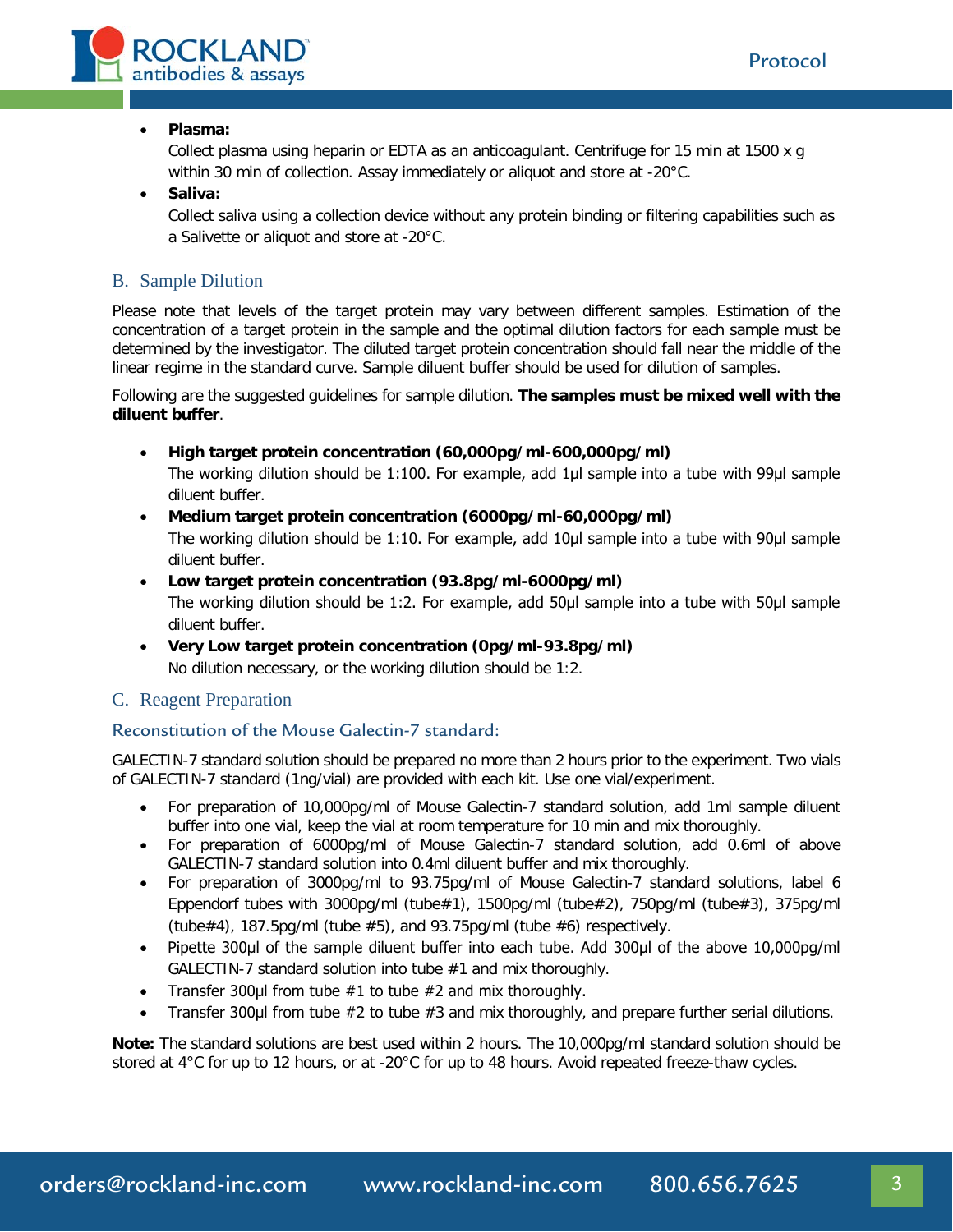- **Plasma:**
  Collect plasma using heparin or EDTA as an anticoagulant. Centrifuge for 15 min at 1500 x g within 30 min of collection. Assay immediately or aliquot and store at -20°C.
- **Saliva:**
  Collect saliva using a collection device without any protein binding or filtering capabilities such as a Salivette or aliquot and store at -20°C.

## B. Sample Dilution

Please note that levels of the target protein may vary between different samples. Estimation of the concentration of a target protein in the sample and the optimal dilution factors for each sample must be determined by the investigator. The diluted target protein concentration should fall near the middle of the linear regime in the standard curve. Sample diluent buffer should be used for dilution of samples.

Following are the suggested guidelines for sample dilution. **The samples must be mixed well with the diluent buffer**.

- **High target protein concentration (60,000pg/ml-600,000pg/ml)**
  The working dilution should be 1:100. For example, add 1µl sample into a tube with 99µl sample diluent buffer.
- **Medium target protein concentration (6000pg/ml-60,000pg/ml)**
  The working dilution should be 1:10. For example, add 10µl sample into a tube with 90µl sample diluent buffer.
- **Low target protein concentration (93.8pg/ml-6000pg/ml)**
  The working dilution should be 1:2. For example, add 50µl sample into a tube with 50µl sample diluent buffer.
- **Very Low target protein concentration (0pg/ml-93.8pg/ml)**
  No dilution necessary, or the working dilution should be 1:2.

## C. Reagent Preparation

### Reconstitution of the Mouse Galectin-7 standard:

GALECTIN-7 standard solution should be prepared no more than 2 hours prior to the experiment. Two vials of GALECTIN-7 standard (1ng/vial) are provided with each kit. Use one vial/experiment.

- For preparation of 10,000pg/ml of Mouse Galectin-7 standard solution, add 1ml sample diluent buffer into one vial, keep the vial at room temperature for 10 min and mix thoroughly.
- For preparation of 6000pg/ml of Mouse Galectin-7 standard solution, add 0.6ml of above GALECTIN-7 standard solution into 0.4ml diluent buffer and mix thoroughly.
- For preparation of 3000pg/ml to 93.75pg/ml of Mouse Galectin-7 standard solutions, label 6 Eppendorf tubes with 3000pg/ml (tube#1), 1500pg/ml (tube#2), 750pg/ml (tube#3), 375pg/ml (tube#4), 187.5pg/ml (tube #5), and 93.75pg/ml (tube #6) respectively.
- Pipette 300µl of the sample diluent buffer into each tube. Add 300µl of the above 10,000pg/ml GALECTIN-7 standard solution into tube #1 and mix thoroughly.
- Transfer 300µl from tube #1 to tube #2 and mix thoroughly.
- Transfer 300µl from tube #2 to tube #3 and mix thoroughly, and prepare further serial dilutions.

**Note:** The standard solutions are best used within 2 hours. The 10,000pg/ml standard solution should be stored at 4°C for up to 12 hours, or at -20°C for up to 48 hours. Avoid repeated freeze-thaw cycles.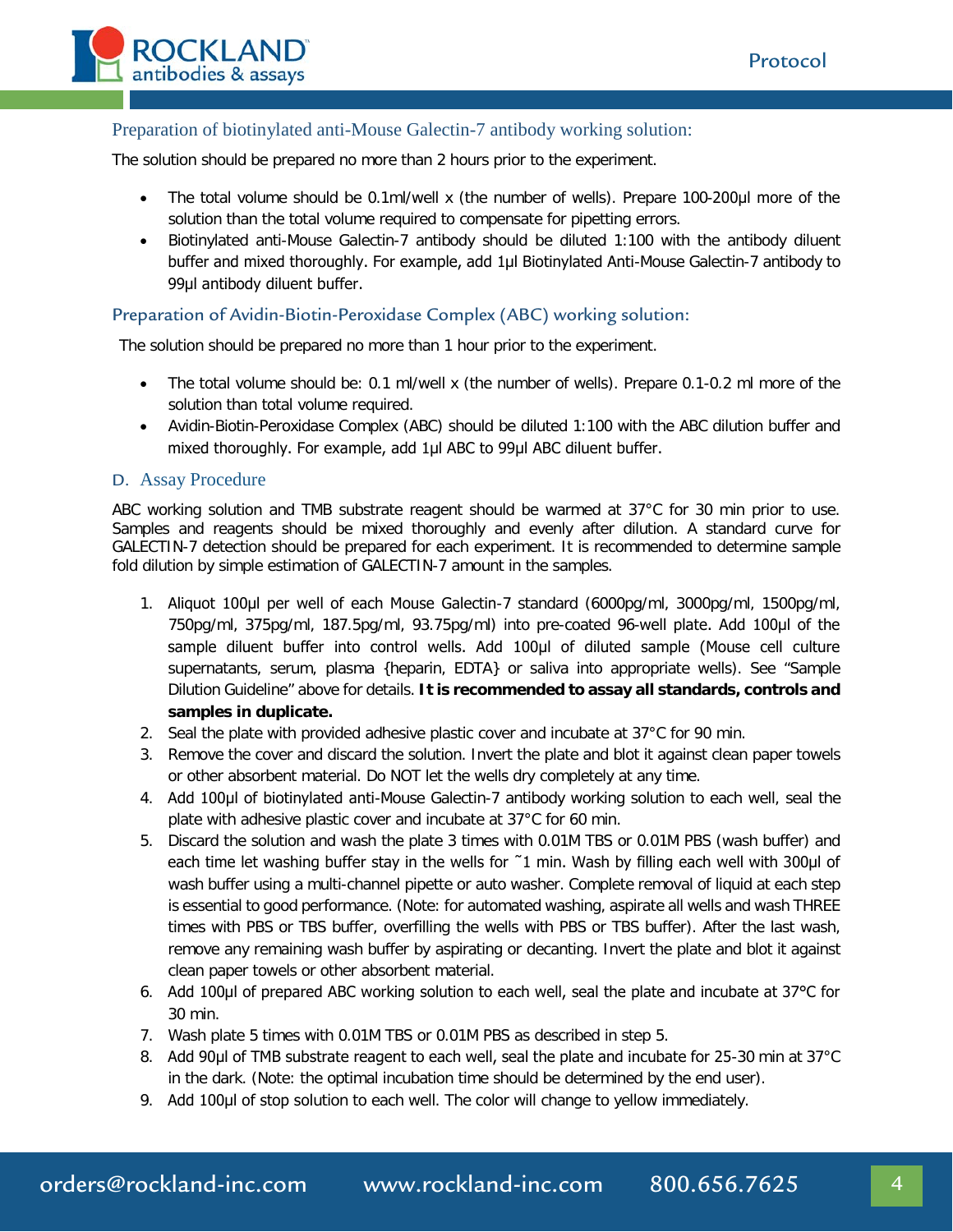### Preparation of biotinylated anti-Mouse Galectin-7 antibody working solution:

The solution should be prepared no more than 2 hours prior to the experiment.

- The total volume should be 0.1ml/well x (the number of wells). Prepare 100-200µl more of the solution than the total volume required to compensate for pipetting errors.
- Biotinylated anti-Mouse Galectin-7 antibody should be diluted 1:100 with the antibody diluent buffer and mixed thoroughly. For example, add 1µl Biotinylated Anti-Mouse Galectin-7 antibody to 99µl antibody diluent buffer.

### Preparation of Avidin-Biotin-Peroxidase Complex (ABC) working solution:

The solution should be prepared no more than 1 hour prior to the experiment.

- The total volume should be: 0.1 ml/well x (the number of wells). Prepare 0.1-0.2 ml more of the solution than total volume required.
- Avidin-Biotin-Peroxidase Complex (ABC) should be diluted 1:100 with the ABC dilution buffer and mixed thoroughly. For example, add 1µl ABC to 99µl ABC diluent buffer.

## D. Assay Procedure

ABC working solution and TMB substrate reagent should be warmed at 37°C for 30 min prior to use. Samples and reagents should be mixed thoroughly and evenly after dilution. A standard curve for GALECTIN-7 detection should be prepared for each experiment. It is recommended to determine sample fold dilution by simple estimation of GALECTIN-7 amount in the samples.

1. Aliquot 100µl per well of each Mouse Galectin-7 standard (6000pg/ml, 3000pg/ml, 1500pg/ml, 750pg/ml, 375pg/ml, 187.5pg/ml, 93.75pg/ml) into pre-coated 96-well plate. Add 100µl of the sample diluent buffer into control wells. Add 100µl of diluted sample (Mouse cell culture supernatants, serum, plasma {heparin, EDTA} or saliva into appropriate wells). See "Sample Dilution Guideline" above for details. **It is recommended to assay all standards, controls and samples in duplicate.**
2. Seal the plate with provided adhesive plastic cover and incubate at 37°C for 90 min.
3. Remove the cover and discard the solution. Invert the plate and blot it against clean paper towels or other absorbent material. Do NOT let the wells dry completely at any time.
4. Add 100µl of biotinylated anti-Mouse Galectin-7 antibody working solution to each well, seal the plate with adhesive plastic cover and incubate at 37°C for 60 min.
5. Discard the solution and wash the plate 3 times with 0.01M TBS or 0.01M PBS (wash buffer) and each time let washing buffer stay in the wells for ~1 min. Wash by filling each well with 300µl of wash buffer using a multi-channel pipette or auto washer. Complete removal of liquid at each step is essential to good performance. (Note: for automated washing, aspirate all wells and wash THREE times with PBS or TBS buffer, overfilling the wells with PBS or TBS buffer). After the last wash, remove any remaining wash buffer by aspirating or decanting. Invert the plate and blot it against clean paper towels or other absorbent material.
6. Add 100µl of prepared ABC working solution to each well, seal the plate and incubate at 37°C for 30 min.
7. Wash plate 5 times with 0.01M TBS or 0.01M PBS as described in step 5.
8. Add 90µl of TMB substrate reagent to each well, seal the plate and incubate for 25-30 min at 37°C in the dark. (Note: the optimal incubation time should be determined by the end user).
9. Add 100µl of stop solution to each well. The color will change to yellow immediately.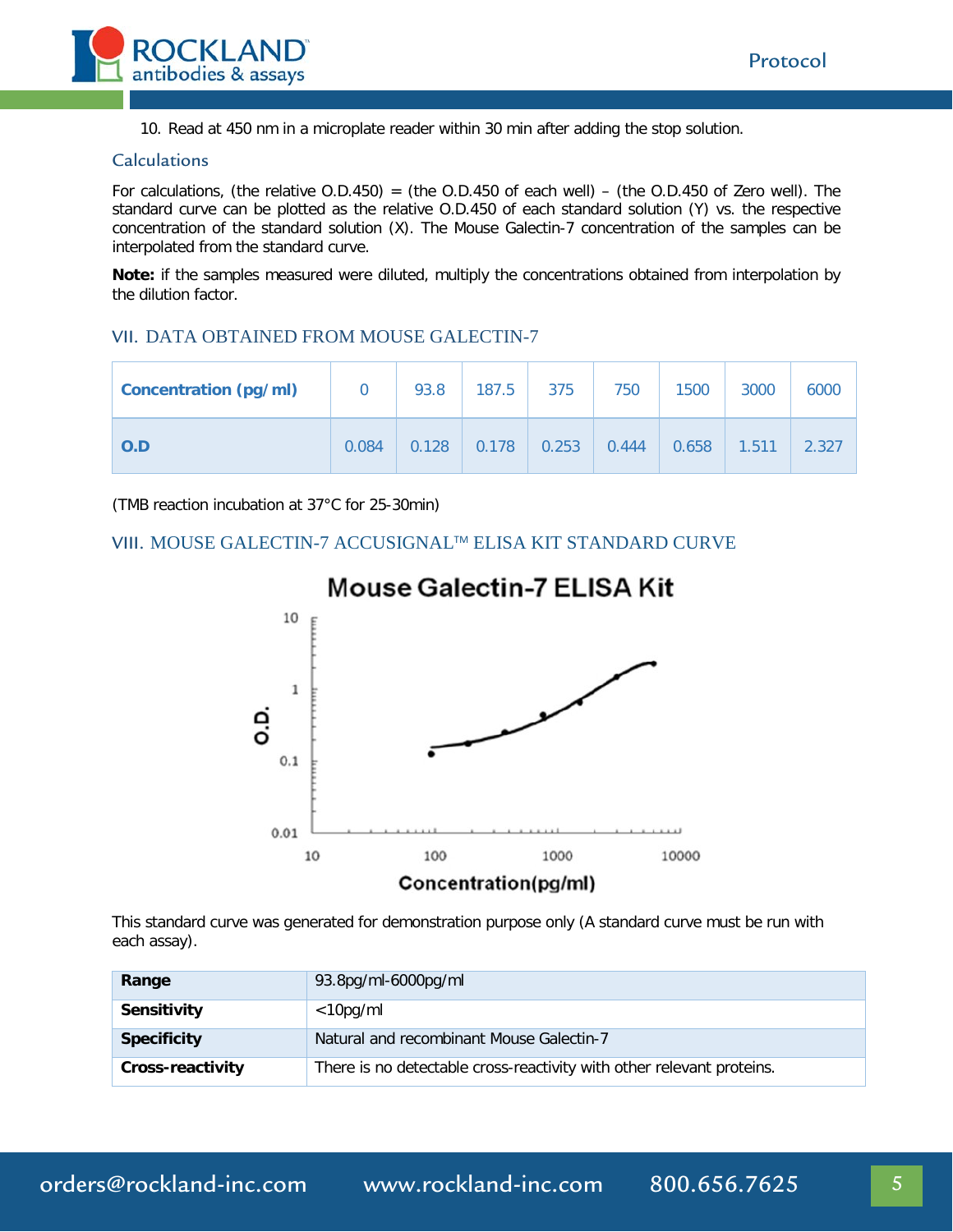10. Read at 450 nm in a microplate reader within 30 min after adding the stop solution.

### Calculations

For calculations, (the relative O.D.450) = (the O.D.450 of each well) – (the O.D.450 of Zero well). The standard curve can be plotted as the relative O.D.450 of each standard solution (Y) vs. the respective concentration of the standard solution (X). The Mouse Galectin-7 concentration of the samples can be interpolated from the standard curve.

**Note:** if the samples measured were diluted, multiply the concentrations obtained from interpolation by the dilution factor.

## VII. DATA OBTAINED FROM MOUSE GALECTIN-7

| Concentration (pg/ml) | 0 | 93.8 | 187.5 | 375 | 750 | 1500 | 3000 | 6000 |
|---|---|---|---|---|---|---|---|---|
| O.D | 0.084 | 0.128 | 0.178 | 0.253 | 0.444 | 0.658 | 1.511 | 2.327 |

(TMB reaction incubation at 37°C for 25-30min)

## VIII. MOUSE GALECTIN-7 ACCUSIGNAL™ ELISA KIT STANDARD CURVE

This standard curve was generated for demonstration purpose only (A standard curve must be run with each assay).

| | |
|---|---|
| **Range** | 93.8pg/ml-6000pg/ml |
| **Sensitivity** | <10pg/ml |
| **Specificity** | Natural and recombinant Mouse Galectin-7 |
| **Cross-reactivity** | There is no detectable cross-reactivity with other relevant proteins. |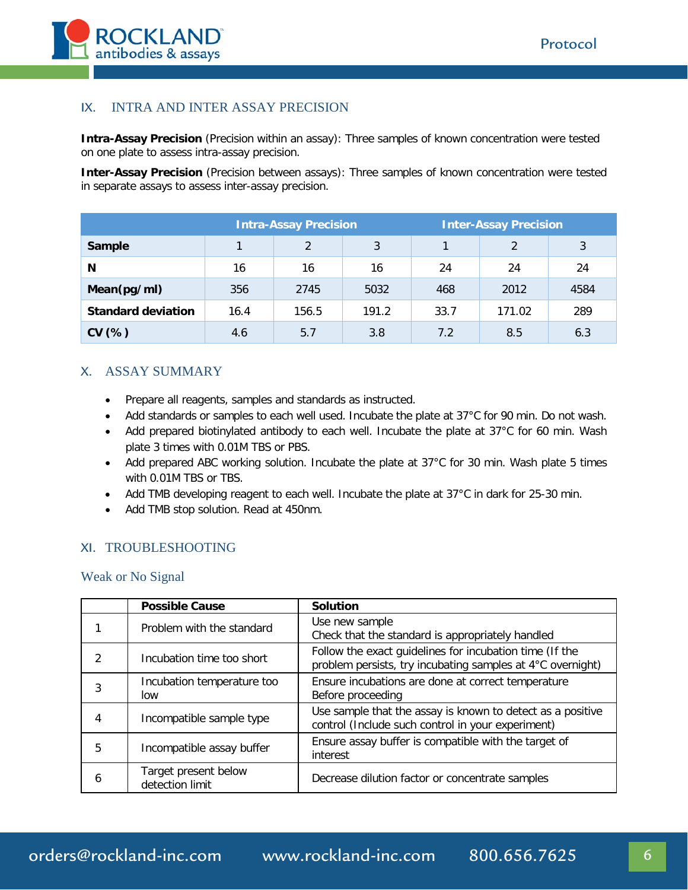## IX. INTRA AND INTER ASSAY PRECISION

**Intra-Assay Precision** (Precision within an assay): Three samples of known concentration were tested on one plate to assess intra-assay precision.

**Inter-Assay Precision** (Precision between assays): Three samples of known concentration were tested in separate assays to assess inter-assay precision.

| | Intra-Assay Precision | | | Inter-Assay Precision | | |
|---|---|---|---|---|---|---|
| **Sample** | 1 | 2 | 3 | 1 | 2 | 3 |
| **N** | 16 | 16 | 16 | 24 | 24 | 24 |
| **Mean(pg/ml)** | 356 | 2745 | 5032 | 468 | 2012 | 4584 |
| **Standard deviation** | 16.4 | 156.5 | 191.2 | 33.7 | 171.02 | 289 |
| **CV (%)** | 4.6 | 5.7 | 3.8 | 7.2 | 8.5 | 6.3 |

## X. ASSAY SUMMARY

- Prepare all reagents, samples and standards as instructed.
- Add standards or samples to each well used. Incubate the plate at 37°C for 90 min. Do not wash.
- Add prepared biotinylated antibody to each well. Incubate the plate at 37°C for 60 min. Wash plate 3 times with 0.01M TBS or PBS.
- Add prepared ABC working solution. Incubate the plate at 37°C for 30 min. Wash plate 5 times with 0.01M TBS or TBS.
- Add TMB developing reagent to each well. Incubate the plate at 37°C in dark for 25-30 min.
- Add TMB stop solution. Read at 450nm.

## XI. TROUBLESHOOTING

### Weak or No Signal

| | Possible Cause | Solution |
|---|---|---|
| 1 | Problem with the standard | Use new sample<br>Check that the standard is appropriately handled |
| 2 | Incubation time too short | Follow the exact guidelines for incubation time (If the problem persists, try incubating samples at 4°C overnight) |
| 3 | Incubation temperature too low | Ensure incubations are done at correct temperature Before proceeding |
| 4 | Incompatible sample type | Use sample that the assay is known to detect as a positive control (Include such control in your experiment) |
| 5 | Incompatible assay buffer | Ensure assay buffer is compatible with the target of interest |
| 6 | Target present below detection limit | Decrease dilution factor or concentrate samples |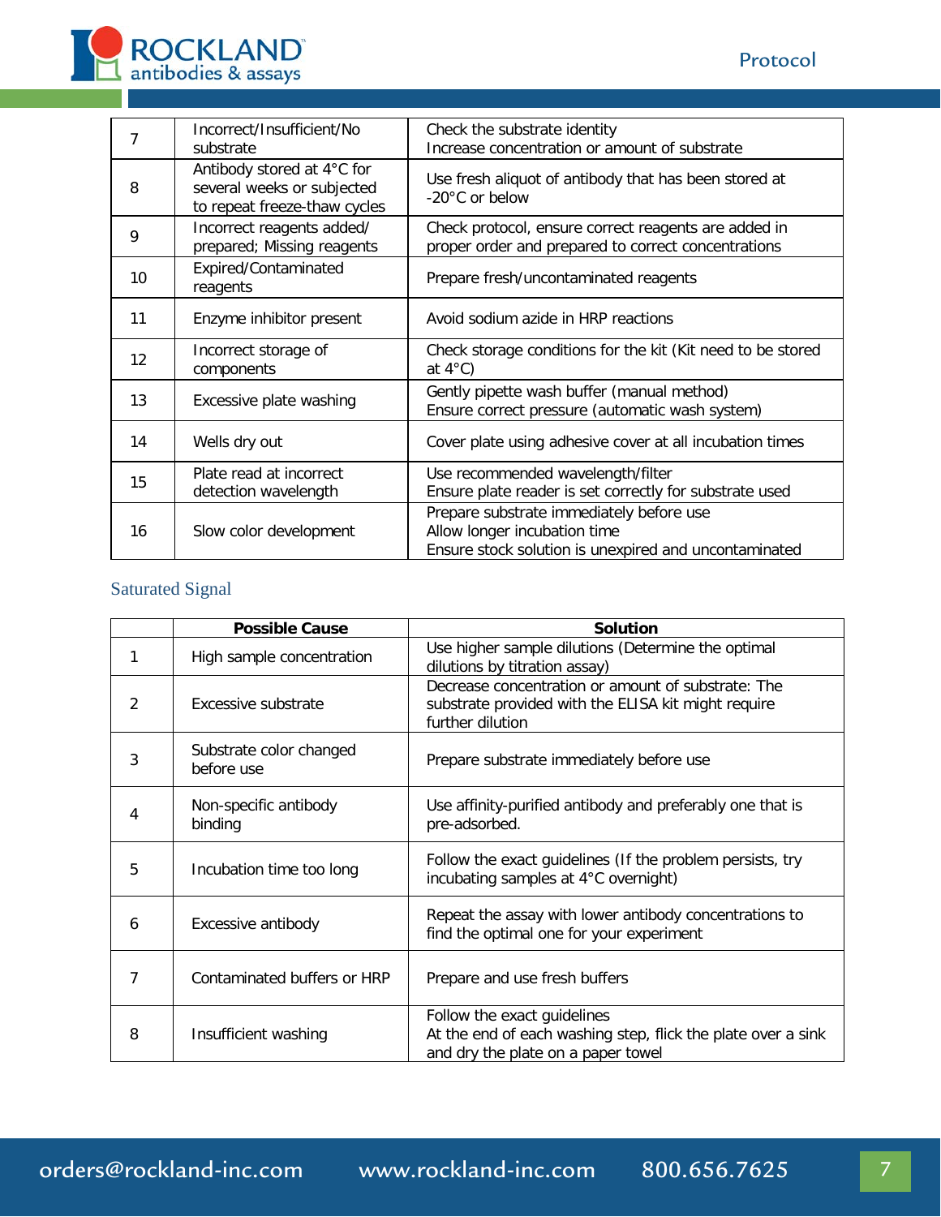| | | |
|---|---|---|
| 7 | Incorrect/Insufficient/No substrate | Check the substrate identity<br>Increase concentration or amount of substrate |
| 8 | Antibody stored at 4°C for several weeks or subjected to repeat freeze-thaw cycles | Use fresh aliquot of antibody that has been stored at -20°C or below |
| 9 | Incorrect reagents added/ prepared; Missing reagents | Check protocol, ensure correct reagents are added in proper order and prepared to correct concentrations |
| 10 | Expired/Contaminated reagents | Prepare fresh/uncontaminated reagents |
| 11 | Enzyme inhibitor present | Avoid sodium azide in HRP reactions |
| 12 | Incorrect storage of components | Check storage conditions for the kit (Kit need to be stored at 4°C) |
| 13 | Excessive plate washing | Gently pipette wash buffer (manual method)<br>Ensure correct pressure (automatic wash system) |
| 14 | Wells dry out | Cover plate using adhesive cover at all incubation times |
| 15 | Plate read at incorrect detection wavelength | Use recommended wavelength/filter<br>Ensure plate reader is set correctly for substrate used |
| 16 | Slow color development | Prepare substrate immediately before use<br>Allow longer incubation time<br>Ensure stock solution is unexpired and uncontaminated |

## Saturated Signal

| | Possible Cause | Solution |
|---|---|---|
| 1 | High sample concentration | Use higher sample dilutions (Determine the optimal dilutions by titration assay) |
| 2 | Excessive substrate | Decrease concentration or amount of substrate: The substrate provided with the ELISA kit might require further dilution |
| 3 | Substrate color changed before use | Prepare substrate immediately before use |
| 4 | Non-specific antibody binding | Use affinity-purified antibody and preferably one that is pre-adsorbed. |
| 5 | Incubation time too long | Follow the exact guidelines (If the problem persists, try incubating samples at 4°C overnight) |
| 6 | Excessive antibody | Repeat the assay with lower antibody concentrations to find the optimal one for your experiment |
| 7 | Contaminated buffers or HRP | Prepare and use fresh buffers |
| 8 | Insufficient washing | Follow the exact guidelines<br>At the end of each washing step, flick the plate over a sink and dry the plate on a paper towel |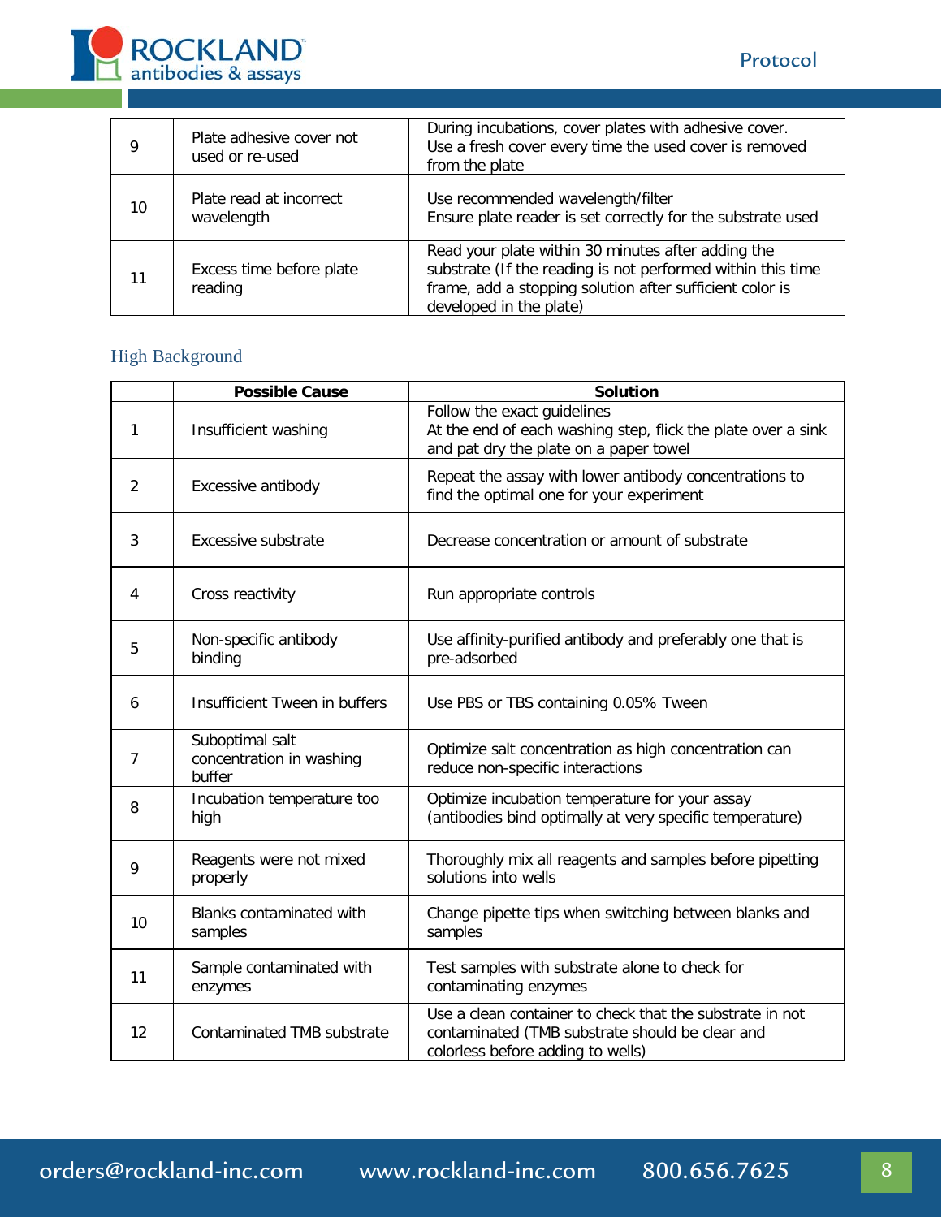| | | |
|---|---|---|
| 9 | Plate adhesive cover not used or re-used | During incubations, cover plates with adhesive cover. Use a fresh cover every time the used cover is removed from the plate |
| 10 | Plate read at incorrect wavelength | Use recommended wavelength/filter Ensure plate reader is set correctly for the substrate used |
| 11 | Excess time before plate reading | Read your plate within 30 minutes after adding the substrate (If the reading is not performed within this time frame, add a stopping solution after sufficient color is developed in the plate) |

## High Background

| | Possible Cause | Solution |
|---|---|---|
| 1 | Insufficient washing | Follow the exact guidelines At the end of each washing step, flick the plate over a sink and pat dry the plate on a paper towel |
| 2 | Excessive antibody | Repeat the assay with lower antibody concentrations to find the optimal one for your experiment |
| 3 | Excessive substrate | Decrease concentration or amount of substrate |
| 4 | Cross reactivity | Run appropriate controls |
| 5 | Non-specific antibody binding | Use affinity-purified antibody and preferably one that is pre-adsorbed |
| 6 | Insufficient Tween in buffers | Use PBS or TBS containing 0.05% Tween |
| 7 | Suboptimal salt concentration in washing buffer | Optimize salt concentration as high concentration can reduce non-specific interactions |
| 8 | Incubation temperature too high | Optimize incubation temperature for your assay (antibodies bind optimally at very specific temperature) |
| 9 | Reagents were not mixed properly | Thoroughly mix all reagents and samples before pipetting solutions into wells |
| 10 | Blanks contaminated with samples | Change pipette tips when switching between blanks and samples |
| 11 | Sample contaminated with enzymes | Test samples with substrate alone to check for contaminating enzymes |
| 12 | Contaminated TMB substrate | Use a clean container to check that the substrate in not contaminated (TMB substrate should be clear and colorless before adding to wells) |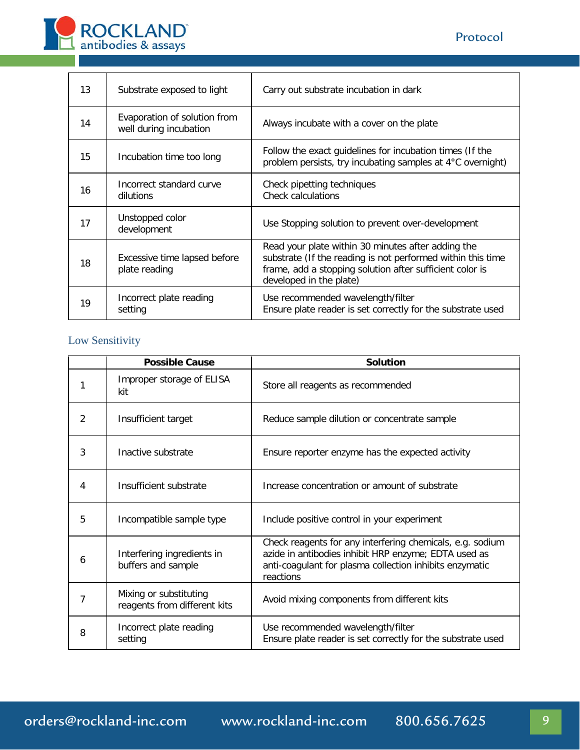| | | |
|---|---|---|
| 13 | Substrate exposed to light | Carry out substrate incubation in dark |
| 14 | Evaporation of solution from well during incubation | Always incubate with a cover on the plate |
| 15 | Incubation time too long | Follow the exact guidelines for incubation times (If the problem persists, try incubating samples at 4°C overnight) |
| 16 | Incorrect standard curve dilutions | Check pipetting techniques<br>Check calculations |
| 17 | Unstopped color development | Use Stopping solution to prevent over-development |
| 18 | Excessive time lapsed before plate reading | Read your plate within 30 minutes after adding the substrate (If the reading is not performed within this time frame, add a stopping solution after sufficient color is developed in the plate) |
| 19 | Incorrect plate reading setting | Use recommended wavelength/filter<br>Ensure plate reader is set correctly for the substrate used |

## Low Sensitivity

| | Possible Cause | Solution |
|---|---|---|
| 1 | Improper storage of ELISA kit | Store all reagents as recommended |
| 2 | Insufficient target | Reduce sample dilution or concentrate sample |
| 3 | Inactive substrate | Ensure reporter enzyme has the expected activity |
| 4 | Insufficient substrate | Increase concentration or amount of substrate |
| 5 | Incompatible sample type | Include positive control in your experiment |
| 6 | Interfering ingredients in buffers and sample | Check reagents for any interfering chemicals, e.g. sodium azide in antibodies inhibit HRP enzyme; EDTA used as anti-coagulant for plasma collection inhibits enzymatic reactions |
| 7 | Mixing or substituting reagents from different kits | Avoid mixing components from different kits |
| 8 | Incorrect plate reading setting | Use recommended wavelength/filter<br>Ensure plate reader is set correctly for the substrate used |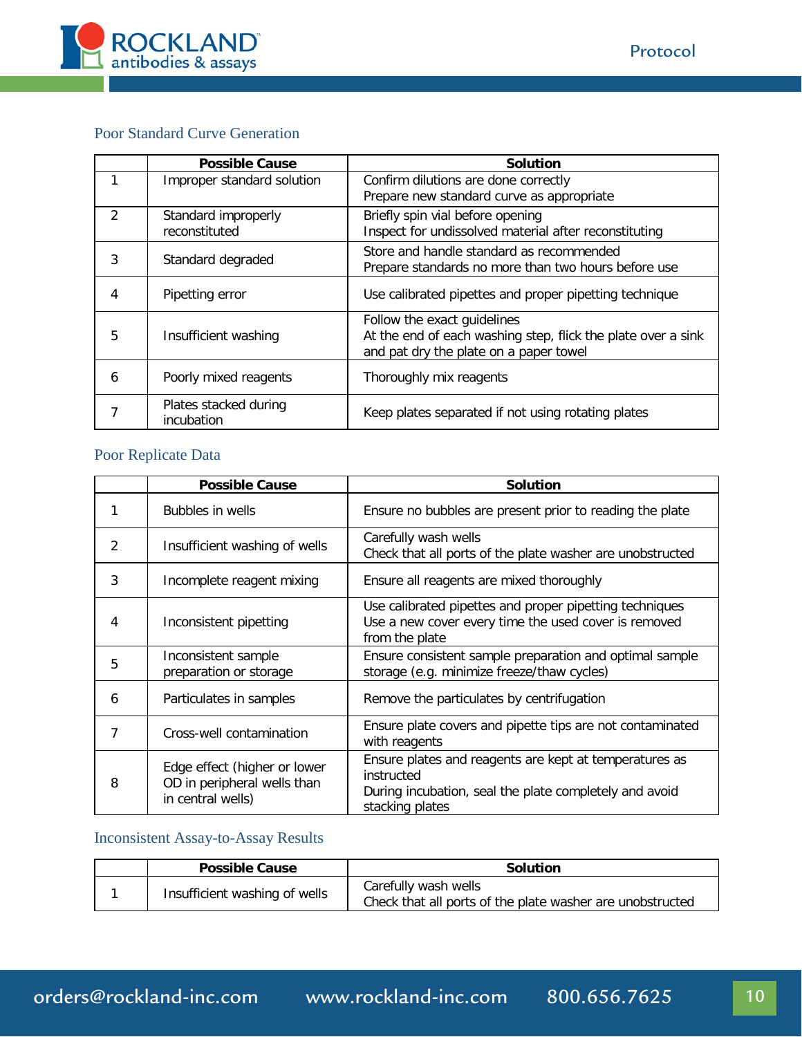### Poor Standard Curve Generation

| | Possible Cause | Solution |
|---|---|---|
| 1 | Improper standard solution | Confirm dilutions are done correctly<br>Prepare new standard curve as appropriate |
| 2 | Standard improperly reconstituted | Briefly spin vial before opening<br>Inspect for undissolved material after reconstituting |
| 3 | Standard degraded | Store and handle standard as recommended<br>Prepare standards no more than two hours before use |
| 4 | Pipetting error | Use calibrated pipettes and proper pipetting technique |
| 5 | Insufficient washing | Follow the exact guidelines<br>At the end of each washing step, flick the plate over a sink and pat dry the plate on a paper towel |
| 6 | Poorly mixed reagents | Thoroughly mix reagents |
| 7 | Plates stacked during incubation | Keep plates separated if not using rotating plates |

### Poor Replicate Data

| | Possible Cause | Solution |
|---|---|---|
| 1 | Bubbles in wells | Ensure no bubbles are present prior to reading the plate |
| 2 | Insufficient washing of wells | Carefully wash wells<br>Check that all ports of the plate washer are unobstructed |
| 3 | Incomplete reagent mixing | Ensure all reagents are mixed thoroughly |
| 4 | Inconsistent pipetting | Use calibrated pipettes and proper pipetting techniques<br>Use a new cover every time the used cover is removed from the plate |
| 5 | Inconsistent sample preparation or storage | Ensure consistent sample preparation and optimal sample storage (e.g. minimize freeze/thaw cycles) |
| 6 | Particulates in samples | Remove the particulates by centrifugation |
| 7 | Cross-well contamination | Ensure plate covers and pipette tips are not contaminated with reagents |
| 8 | Edge effect (higher or lower OD in peripheral wells than in central wells) | Ensure plates and reagents are kept at temperatures as instructed<br>During incubation, seal the plate completely and avoid stacking plates |

### Inconsistent Assay-to-Assay Results

| | Possible Cause | Solution |
|---|---|---|
| 1 | Insufficient washing of wells | Carefully wash wells<br>Check that all ports of the plate washer are unobstructed |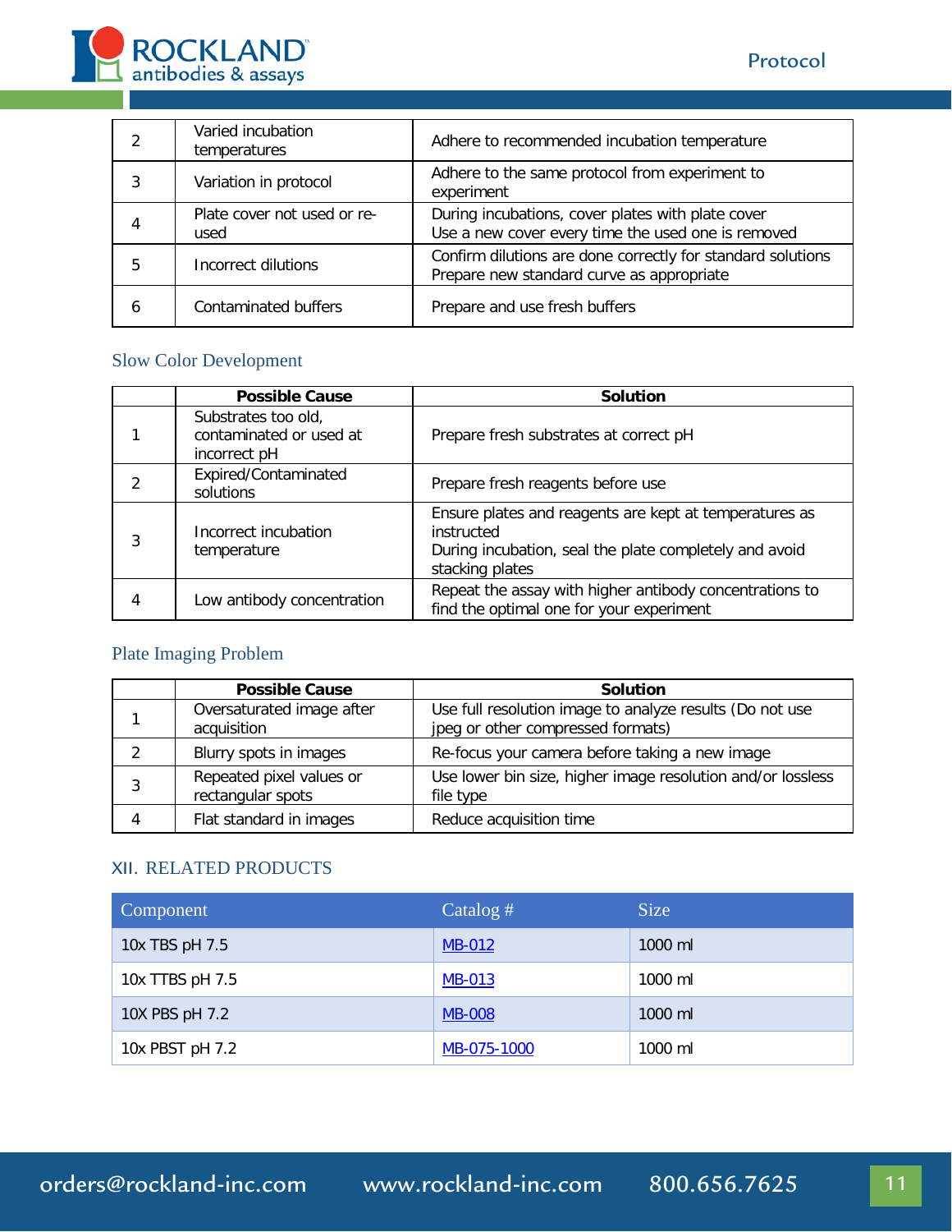| | | |
|---|---|---|
| 2 | Varied incubation temperatures | Adhere to recommended incubation temperature |
| 3 | Variation in protocol | Adhere to the same protocol from experiment to experiment |
| 4 | Plate cover not used or re-used | During incubations, cover plates with plate cover<br>Use a new cover every time the used one is removed |
| 5 | Incorrect dilutions | Confirm dilutions are done correctly for standard solutions<br>Prepare new standard curve as appropriate |
| 6 | Contaminated buffers | Prepare and use fresh buffers |

### Slow Color Development

| | Possible Cause | Solution |
|---|---|---|
| 1 | Substrates too old, contaminated or used at incorrect pH | Prepare fresh substrates at correct pH |
| 2 | Expired/Contaminated solutions | Prepare fresh reagents before use |
| 3 | Incorrect incubation temperature | Ensure plates and reagents are kept at temperatures as instructed<br>During incubation, seal the plate completely and avoid stacking plates |
| 4 | Low antibody concentration | Repeat the assay with higher antibody concentrations to find the optimal one for your experiment |

### Plate Imaging Problem

| | Possible Cause | Solution |
|---|---|---|
| 1 | Oversaturated image after acquisition | Use full resolution image to analyze results (Do not use jpeg or other compressed formats) |
| 2 | Blurry spots in images | Re-focus your camera before taking a new image |
| 3 | Repeated pixel values or rectangular spots | Use lower bin size, higher image resolution and/or lossless file type |
| 4 | Flat standard in images | Reduce acquisition time |

## XII. RELATED PRODUCTS

| Component | Catalog # | Size |
|---|---|---|
| 10x TBS pH 7.5 | MB-012 | 1000 ml |
| 10x TTBS pH 7.5 | MB-013 | 1000 ml |
| 10X PBS pH 7.2 | MB-008 | 1000 ml |
| 10x PBST pH 7.2 | MB-075-1000 | 1000 ml |